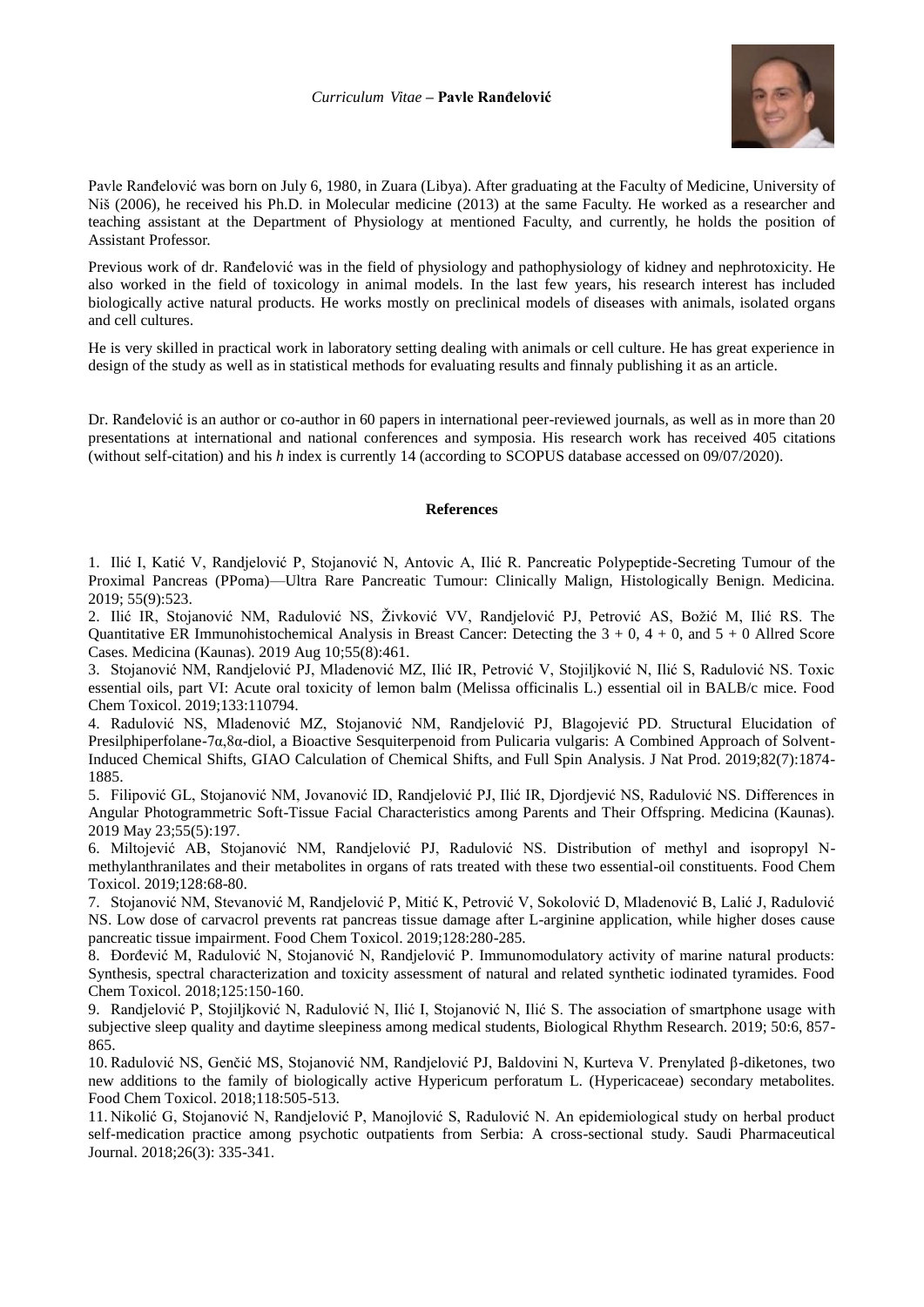*Curriculum Vitae* – **Pavle Ranđelović**

Pavle Ranđelović was born on July 6, 1980, in Zuara (Libya). After graduating at the Faculty of Medicine, University of Niš (2006), he received his Ph.D. in Molecular medicine (2013) at the same Faculty. He worked as a researcher and teaching assistant at the Department of Physiology at mentioned Faculty, and currently, he holds the position of Assistant Professor.

Previous work of dr. Ranđelović was in the field of physiology and pathophysiology of kidney and nephrotoxicity. He also worked in the field of toxicology in animal models. In the last few years, his research interest has included biologically active natural products. He works mostly on preclinical models of diseases with animals, isolated organs and cell cultures.

He is very skilled in practical work in laboratory setting dealing with animals or cell culture. He has great experience in design of the study as well as in statistical methods for evaluating results and finnaly publishing it as an article.

Dr. Ranđelović is an author or co-author in 60 papers in international peer-reviewed journals, as well as in more than 20 presentations at international and national conferences and symposia. His research work has received 405 citations (without self-citation) and his *h* index is currently 14 (according to SCOPUS database accessed on 09/07/2020).

**References**

1. Ilić I, Katić V, Randjelović P, Stojanović N, Antovic A, Ilić R. Pancreatic Polypeptide-Secreting Tumour of the Proximal Pancreas (PPoma)—Ultra Rare Pancreatic Tumour: Clinically Malign, Histologically Benign. Medicina. 2019; 55(9):523.
2. Ilić IR, Stojanović NM, Radulović NS, Živković VV, Randjelović PJ, Petrović AS, Božić M, Ilić RS. The Quantitative ER Immunohistochemical Analysis in Breast Cancer: Detecting the 3 + 0, 4 + 0, and 5 + 0 Allred Score Cases. Medicina (Kaunas). 2019 Aug 10;55(8):461.
3. Stojanović NM, Randjelović PJ, Mladenović MZ, Ilić IR, Petrović V, Stojiljković N, Ilić S, Radulović NS. Toxic essential oils, part VI: Acute oral toxicity of lemon balm (Melissa officinalis L.) essential oil in BALB/c mice. Food Chem Toxicol. 2019;133:110794.
4. Radulović NS, Mladenović MZ, Stojanović NM, Randjelović PJ, Blagojević PD. Structural Elucidation of Presilphiperfolane-7α,8α-diol, a Bioactive Sesquiterpenoid from Pulicaria vulgaris: A Combined Approach of Solvent-Induced Chemical Shifts, GIAO Calculation of Chemical Shifts, and Full Spin Analysis. J Nat Prod. 2019;82(7):1874-1885.
5. Filipović GL, Stojanović NM, Jovanović ID, Randjelović PJ, Ilić IR, Djordjević NS, Radulović NS. Differences in Angular Photogrammetric Soft-Tissue Facial Characteristics among Parents and Their Offspring. Medicina (Kaunas). 2019 May 23;55(5):197.
6. Miltojević AB, Stojanović NM, Randjelović PJ, Radulović NS. Distribution of methyl and isopropyl N-methylanthranilates and their metabolites in organs of rats treated with these two essential-oil constituents. Food Chem Toxicol. 2019;128:68-80.
7. Stojanović NM, Stevanović M, Randjelović P, Mitić K, Petrović V, Sokolović D, Mladenović B, Lalić J, Radulović NS. Low dose of carvacrol prevents rat pancreas tissue damage after L-arginine application, while higher doses cause pancreatic tissue impairment. Food Chem Toxicol. 2019;128:280-285.
8. Đorđević M, Radulović N, Stojanović N, Randjelović P. Immunomodulatory activity of marine natural products: Synthesis, spectral characterization and toxicity assessment of natural and related synthetic iodinated tyramides. Food Chem Toxicol. 2018;125:150-160.
9. Randjelović P, Stojiljković N, Radulović N, Ilić I, Stojanović N, Ilić S. The association of smartphone usage with subjective sleep quality and daytime sleepiness among medical students, Biological Rhythm Research. 2019; 50:6, 857-865.
10. Radulović NS, Genčić MS, Stojanović NM, Randjelović PJ, Baldovini N, Kurteva V. Prenylated β-diketones, two new additions to the family of biologically active Hypericum perforatum L. (Hypericaceae) secondary metabolites. Food Chem Toxicol. 2018;118:505-513.
11. Nikolić G, Stojanović N, Randjelović P, Manojlović S, Radulović N. An epidemiological study on herbal product self-medication practice among psychotic outpatients from Serbia: A cross-sectional study. Saudi Pharmaceutical Journal. 2018;26(3): 335-341.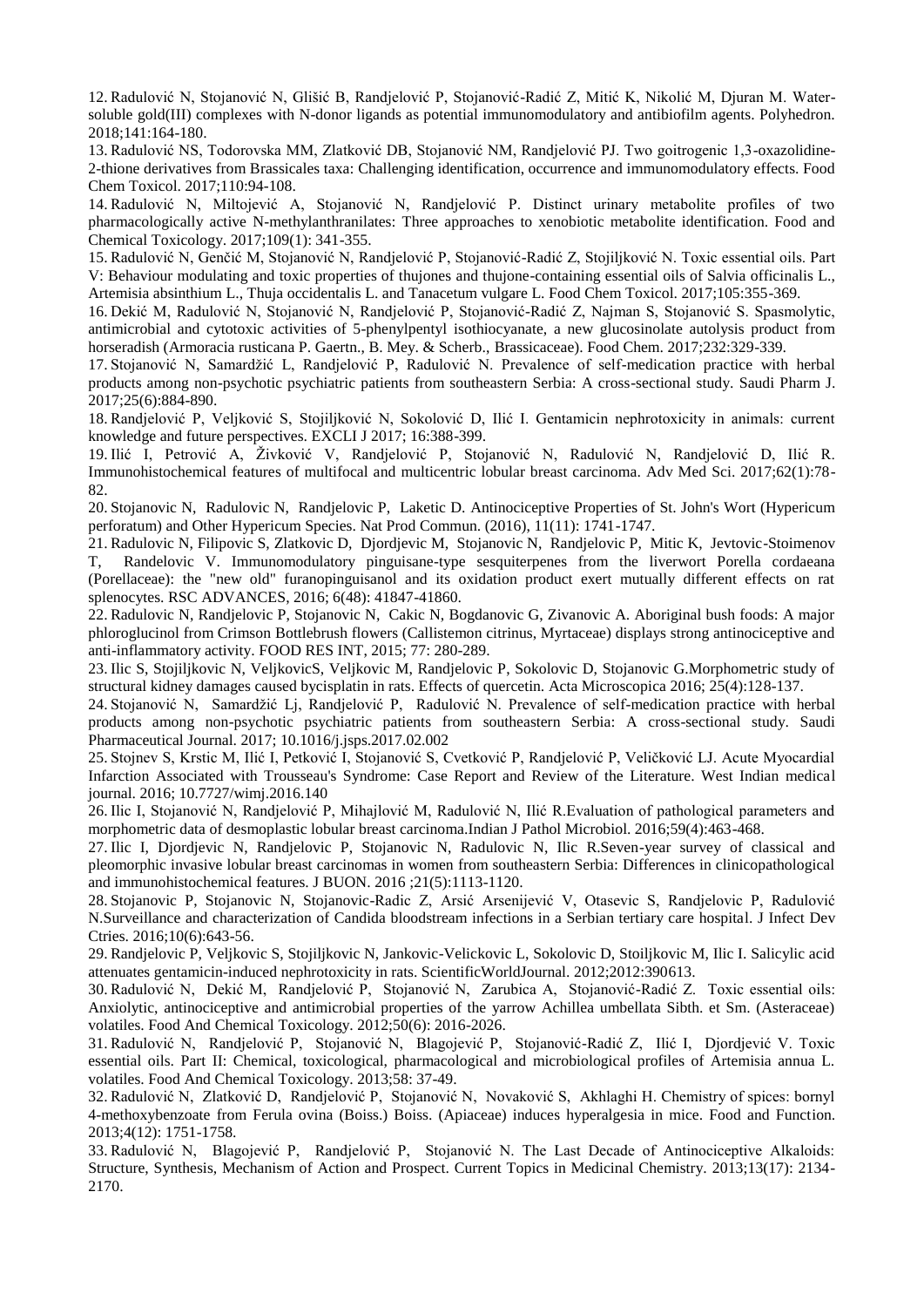12. Radulović N, Stojanović N, Glišić B, Randjelović P, Stojanović-Radić Z, Mitić K, Nikolić M, Djuran M. Water-soluble gold(III) complexes with N-donor ligands as potential immunomodulatory and antibiofilm agents. Polyhedron. 2018;141:164-180.

13. Radulović NS, Todorovska MM, Zlatković DB, Stojanović NM, Randjelović PJ. Two goitrogenic 1,3-oxazolidine-2-thione derivatives from Brassicales taxa: Challenging identification, occurrence and immunomodulatory effects. Food Chem Toxicol. 2017;110:94-108.

14. Radulović N, Miltojević A, Stojanović N, Randjelović P. Distinct urinary metabolite profiles of two pharmacologically active N-methylanthranilates: Three approaches to xenobiotic metabolite identification. Food and Chemical Toxicology. 2017;109(1): 341-355.

15. Radulović N, Genčić M, Stojanović N, Randjelović P, Stojanović-Radić Z, Stojiljković N. Toxic essential oils. Part V: Behaviour modulating and toxic properties of thujones and thujone-containing essential oils of Salvia officinalis L., Artemisia absinthium L., Thuja occidentalis L. and Tanacetum vulgare L. Food Chem Toxicol. 2017;105:355-369.

16. Dekić M, Radulović N, Stojanović N, Randjelović P, Stojanović-Radić Z, Najman S, Stojanović S. Spasmolytic, antimicrobial and cytotoxic activities of 5-phenylpentyl isothiocyanate, a new glucosinolate autolysis product from horseradish (Armoracia rusticana P. Gaertn., B. Mey. & Scherb., Brassicaceae). Food Chem. 2017;232:329-339.

17. Stojanović N, Samardžić L, Randjelović P, Radulović N. Prevalence of self-medication practice with herbal products among non-psychotic psychiatric patients from southeastern Serbia: A cross-sectional study. Saudi Pharm J. 2017;25(6):884-890.

18. Randjelović P, Veljković S, Stojiljković N, Sokolović D, Ilić I. Gentamicin nephrotoxicity in animals: current knowledge and future perspectives. EXCLI J 2017; 16:388-399.

19. Ilić I, Petrović A, Živković V, Randjelović P, Stojanović N, Radulović N, Randjelović D, Ilić R. Immunohistochemical features of multifocal and multicentric lobular breast carcinoma. Adv Med Sci. 2017;62(1):78-82.

20. Stojanovic N, Radulovic N, Randjelovic P, Laketic D. Antinociceptive Properties of St. John's Wort (Hypericum perforatum) and Other Hypericum Species. Nat Prod Commun. (2016), 11(11): 1741-1747.

21. Radulovic N, Filipovic S, Zlatkovic D, Djordjevic M, Stojanovic N, Randjelovic P, Mitic K, Jevtovic-Stoimenov T, Randelovic V. Immunomodulatory pinguisane-type sesquiterpenes from the liverwort Porella cordaeana (Porellaceae): the "new old" furanopinguisanol and its oxidation product exert mutually different effects on rat splenocytes. RSC ADVANCES, 2016; 6(48): 41847-41860.

22. Radulovic N, Randjelovic P, Stojanovic N, Cakic N, Bogdanovic G, Zivanovic A. Aboriginal bush foods: A major phloroglucinol from Crimson Bottlebrush flowers (Callistemon citrinus, Myrtaceae) displays strong antinociceptive and anti-inflammatory activity. FOOD RES INT, 2015; 77: 280-289.

23. Ilic S, Stojiljkovic N, VeljkovicS, Veljkovic M, Randjelovic P, Sokolovic D, Stojanovic G.Morphometric study of structural kidney damages caused bycisplatin in rats. Effects of quercetin. Acta Microscopica 2016; 25(4):128-137.

24. Stojanović N, Samardžić Lj, Randjelović P, Radulović N. Prevalence of self-medication practice with herbal products among non-psychotic psychiatric patients from southeastern Serbia: A cross-sectional study. Saudi Pharmaceutical Journal. 2017; 10.1016/j.jsps.2017.02.002

25. Stojnev S, Krstic M, Ilić I, Petković I, Stojanović S, Cvetković P, Randjelović P, Veličković LJ. Acute Myocardial Infarction Associated with Trousseau's Syndrome: Case Report and Review of the Literature. West Indian medical journal. 2016; 10.7727/wimj.2016.140

26. Ilic I, Stojanović N, Randjelović P, Mihajlović M, Radulović N, Ilić R.Evaluation of pathological parameters and morphometric data of desmoplastic lobular breast carcinoma.Indian J Pathol Microbiol. 2016;59(4):463-468.

27. Ilic I, Djordjevic N, Randjelovic P, Stojanovic N, Radulovic N, Ilic R.Seven-year survey of classical and pleomorphic invasive lobular breast carcinomas in women from southeastern Serbia: Differences in clinicopathological and immunohistochemical features. J BUON. 2016 ;21(5):1113-1120.

28. Stojanovic P, Stojanovic N, Stojanovic-Radic Z, Arsić Arsenijević V, Otasevic S, Randjelovic P, Radulović N.Surveillance and characterization of Candida bloodstream infections in a Serbian tertiary care hospital. J Infect Dev Ctries. 2016;10(6):643-56.

29. Randjelovic P, Veljkovic S, Stojiljkovic N, Jankovic-Velickovic L, Sokolovic D, Stoiljkovic M, Ilic I. Salicylic acid attenuates gentamicin-induced nephrotoxicity in rats. ScientificWorldJournal. 2012;2012:390613.

30. Radulović N, Dekić M, Randjelović P, Stojanović N, Zarubica A, Stojanović-Radić Z. Toxic essential oils: Anxiolytic, antinociceptive and antimicrobial properties of the yarrow Achillea umbellata Sibth. et Sm. (Asteraceae) volatiles. Food And Chemical Toxicology. 2012;50(6): 2016-2026.

31. Radulović N, Randjelović P, Stojanović N, Blagojević P, Stojanović-Radić Z, Ilić I, Djordjević V. Toxic essential oils. Part II: Chemical, toxicological, pharmacological and microbiological profiles of Artemisia annua L. volatiles. Food And Chemical Toxicology. 2013;58: 37-49.

32. Radulović N, Zlatković D, Randjelović P, Stojanović N, Novaković S, Akhlaghi H. Chemistry of spices: bornyl 4-methoxybenzoate from Ferula ovina (Boiss.) Boiss. (Apiaceae) induces hyperalgesia in mice. Food and Function. 2013;4(12): 1751-1758.

33. Radulović N, Blagojević P, Randjelović P, Stojanović N. The Last Decade of Antinociceptive Alkaloids: Structure, Synthesis, Mechanism of Action and Prospect. Current Topics in Medicinal Chemistry. 2013;13(17): 2134-2170.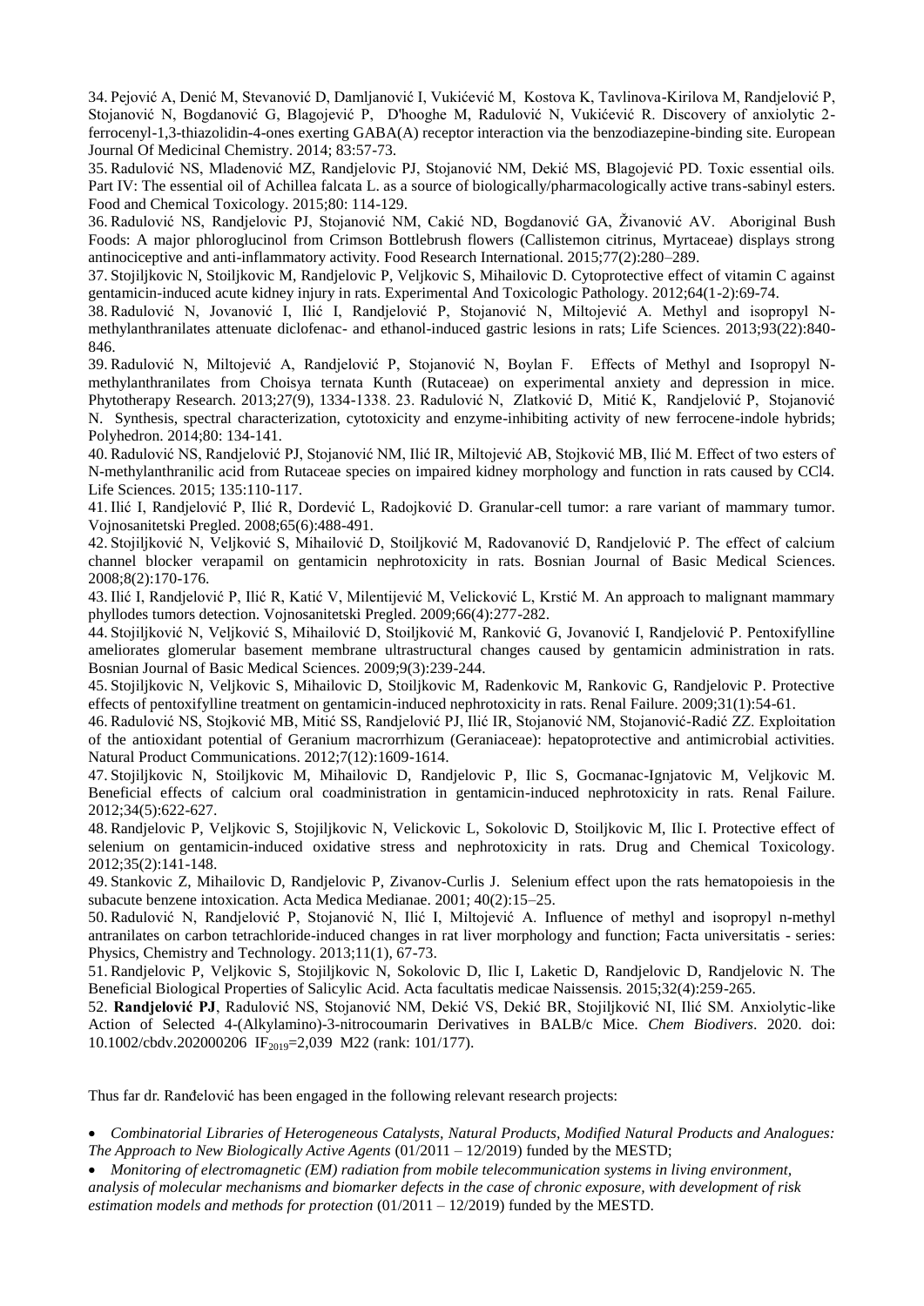34. Pejović A, Denić M, Stevanović D, Damljanović I, Vukićević M, Kostova K, Tavlinova-Kirilova M, Randjelović P, Stojanović N, Bogdanović G, Blagojević P, D'hooghe M, Radulović N, Vukićević R. Discovery of anxiolytic 2-ferrocenyl-1,3-thiazolidin-4-ones exerting GABA(A) receptor interaction via the benzodiazepine-binding site. European Journal Of Medicinal Chemistry. 2014; 83:57-73.

35. Radulović NS, Mladenović MZ, Randjelovic PJ, Stojanović NM, Dekić MS, Blagojević PD. Toxic essential oils. Part IV: The essential oil of Achillea falcata L. as a source of biologically/pharmacologically active trans-sabinyl esters. Food and Chemical Toxicology. 2015;80: 114-129.

36. Radulović NS, Randjelovic PJ, Stojanović NM, Cakić ND, Bogdanović GA, Živanović AV. Aboriginal Bush Foods: A major phloroglucinol from Crimson Bottlebrush flowers (Callistemon citrinus, Myrtaceae) displays strong antinociceptive and anti-inflammatory activity. Food Research International. 2015;77(2):280–289.

37. Stojiljkovic N, Stoiljkovic M, Randjelovic P, Veljkovic S, Mihailovic D. Cytoprotective effect of vitamin C against gentamicin-induced acute kidney injury in rats. Experimental And Toxicologic Pathology. 2012;64(1-2):69-74.

38. Radulović N, Jovanović I, Ilić I, Randjelović P, Stojanović N, Miltojević A. Methyl and isopropyl N-methylanthranilates attenuate diclofenac- and ethanol-induced gastric lesions in rats; Life Sciences. 2013;93(22):840-846.

39. Radulović N, Miltojević A, Randjelović P, Stojanović N, Boylan F. Effects of Methyl and Isopropyl N-methylanthranilates from Choisya ternata Kunth (Rutaceae) on experimental anxiety and depression in mice. Phytotherapy Research. 2013;27(9), 1334-1338. 23. Radulović N, Zlatković D, Mitić K, Randjelović P, Stojanović N. Synthesis, spectral characterization, cytotoxicity and enzyme-inhibiting activity of new ferrocene-indole hybrids; Polyhedron. 2014;80: 134-141.

40. Radulović NS, Randjelović PJ, Stojanović NM, Ilić IR, Miltojević AB, Stojković MB, Ilić M. Effect of two esters of N-methylanthranilic acid from Rutaceae species on impaired kidney morphology and function in rats caused by CCl4. Life Sciences. 2015; 135:110-117.

41. Ilić I, Randjelović P, Ilić R, Dordević L, Radojković D. Granular-cell tumor: a rare variant of mammary tumor. Vojnosanitetski Pregled. 2008;65(6):488-491.

42. Stojiljković N, Veljković S, Mihailović D, Stoiljković M, Radovanović D, Randjelović P. The effect of calcium channel blocker verapamil on gentamicin nephrotoxicity in rats. Bosnian Journal of Basic Medical Sciences. 2008;8(2):170-176.

43. Ilić I, Randjelović P, Ilić R, Katić V, Milentijević M, Velicković L, Krstić M. An approach to malignant mammary phyllodes tumors detection. Vojnosanitetski Pregled. 2009;66(4):277-282.

44. Stojiljković N, Veljković S, Mihailović D, Stoiljković M, Ranković G, Jovanović I, Randjelović P. Pentoxifylline ameliorates glomerular basement membrane ultrastructural changes caused by gentamicin administration in rats. Bosnian Journal of Basic Medical Sciences. 2009;9(3):239-244.

45. Stojiljkovic N, Veljkovic S, Mihailovic D, Stoiljkovic M, Radenkovic M, Rankovic G, Randjelovic P. Protective effects of pentoxifylline treatment on gentamicin-induced nephrotoxicity in rats. Renal Failure. 2009;31(1):54-61.

46. Radulović NS, Stojković MB, Mitić SS, Randjelović PJ, Ilić IR, Stojanović NM, Stojanović-Radić ZZ. Exploitation of the antioxidant potential of Geranium macrorrhizum (Geraniaceae): hepatoprotective and antimicrobial activities. Natural Product Communications. 2012;7(12):1609-1614.

47. Stojiljkovic N, Stoiljkovic M, Mihailovic D, Randjelovic P, Ilic S, Gocmanac-Ignjatovic M, Veljkovic M. Beneficial effects of calcium oral coadministration in gentamicin-induced nephrotoxicity in rats. Renal Failure. 2012;34(5):622-627.

48. Randjelovic P, Veljkovic S, Stojiljkovic N, Velickovic L, Sokolovic D, Stoiljkovic M, Ilic I. Protective effect of selenium on gentamicin-induced oxidative stress and nephrotoxicity in rats. Drug and Chemical Toxicology. 2012;35(2):141-148.

49. Stankovic Z, Mihailovic D, Randjelovic P, Zivanov-Curlis J. Selenium effect upon the rats hematopoiesis in the subacute benzene intoxication. Acta Medica Medianae. 2001; 40(2):15–25.

50. Radulović N, Randjelović P, Stojanović N, Ilić I, Miltojević A. Influence of methyl and isopropyl n-methyl antranilates on carbon tetrachloride-induced changes in rat liver morphology and function; Facta universitatis - series: Physics, Chemistry and Technology. 2013;11(1), 67-73.

51. Randjelovic P, Veljkovic S, Stojiljkovic N, Sokolovic D, Ilic I, Laketic D, Randjelovic D, Randjelovic N. The Beneficial Biological Properties of Salicylic Acid. Acta facultatis medicae Naissensis. 2015;32(4):259-265.

52. **Randjelović PJ**, Radulović NS, Stojanović NM, Dekić VS, Dekić BR, Stojiljković NI, Ilić SM. Anxiolytic-like Action of Selected 4-(Alkylamino)-3-nitrocoumarin Derivatives in BALB/c Mice. *Chem Biodivers*. 2020. doi: 10.1002/cbdv.202000206 $IF_{2019}$=2,039 M22 (rank: 101/177).

Thus far dr. Ranđelović has been engaged in the following relevant research projects:

- *Combinatorial Libraries of Heterogeneous Catalysts, Natural Products, Modified Natural Products and Analogues: The Approach to New Biologically Active Agents* (01/2011 – 12/2019) funded by the MESTD;
- *Monitoring of electromagnetic (EM) radiation from mobile telecommunication systems in living environment, analysis of molecular mechanisms and biomarker defects in the case of chronic exposure, with development of risk estimation models and methods for protection* (01/2011 – 12/2019) funded by the MESTD.